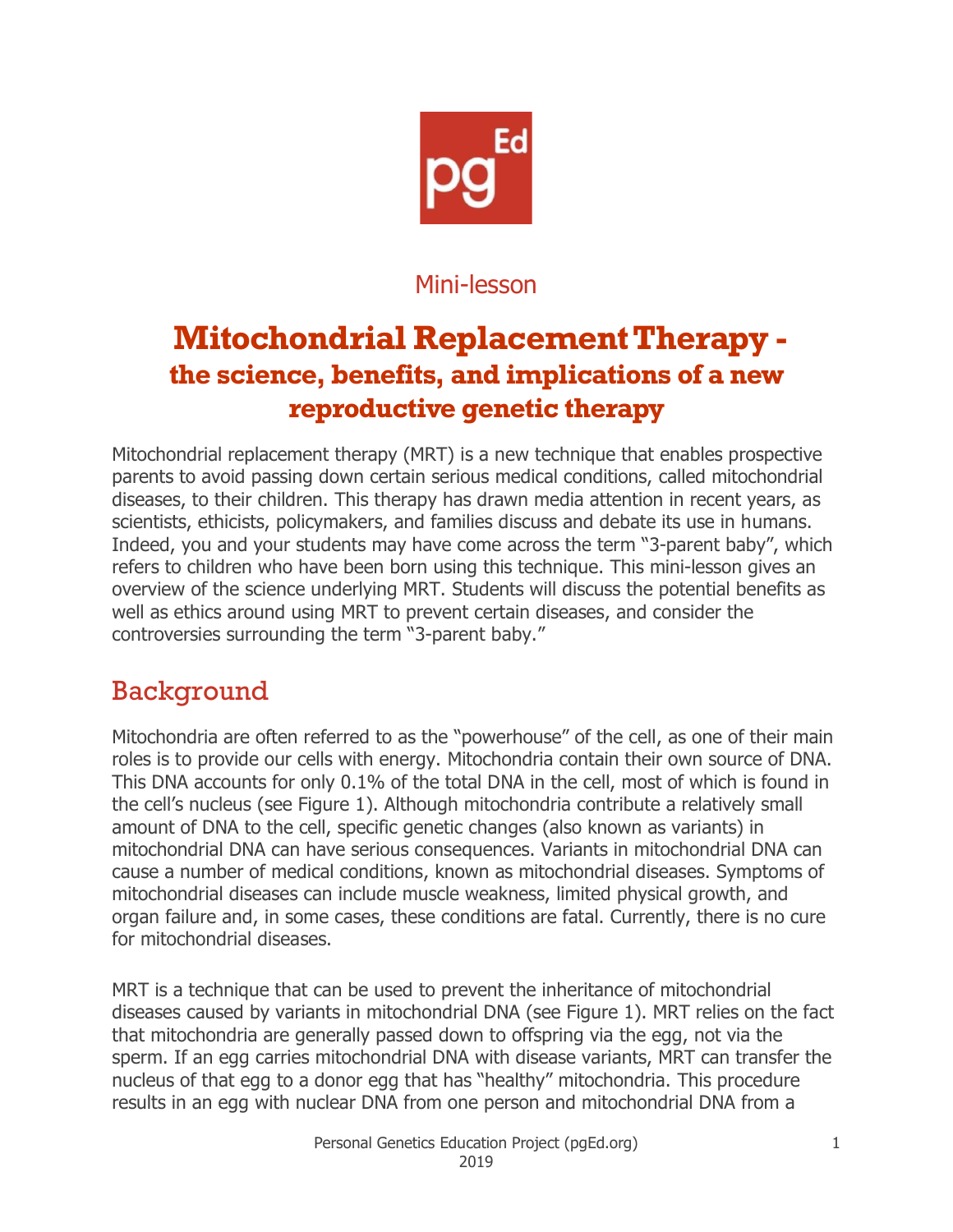Mini-lesson

# Mitochondrial Replacement Therapy - the science, benefits, and implications of a new reproductive genetic therapy

Mitochondrial replacement therapy (MRT) is a new technique that enables prospective parents to avoid passing down certain serious medical conditions, called mitochondrial diseases, to their children. This therapy has drawn media attention in recent years, as scientists, ethicists, policymakers, and families discuss and debate its use in humans. Indeed, you and your students may have come across the term "3-parent baby", which refers to children who have been born using this technique. This mini-lesson gives an overview of the science underlying MRT. Students will discuss the potential benefits as well as ethics around using MRT to prevent certain diseases, and consider the controversies surrounding the term "3-parent baby."

## Background

Mitochondria are often referred to as the "powerhouse" of the cell, as one of their main roles is to provide our cells with energy. Mitochondria contain their own source of DNA. This DNA accounts for only 0.1% of the total DNA in the cell, most of which is found in the cell's nucleus (see Figure 1). Although mitochondria contribute a relatively small amount of DNA to the cell, specific genetic changes (also known as variants) in mitochondrial DNA can have serious consequences. Variants in mitochondrial DNA can cause a number of medical conditions, known as mitochondrial diseases. Symptoms of mitochondrial diseases can include muscle weakness, limited physical growth, and organ failure and, in some cases, these conditions are fatal. Currently, there is no cure for mitochondrial diseases.

MRT is a technique that can be used to prevent the inheritance of mitochondrial diseases caused by variants in mitochondrial DNA (see Figure 1). MRT relies on the fact that mitochondria are generally passed down to offspring via the egg, not via the sperm. If an egg carries mitochondrial DNA with disease variants, MRT can transfer the nucleus of that egg to a donor egg that has "healthy" mitochondria. This procedure results in an egg with nuclear DNA from one person and mitochondrial DNA from a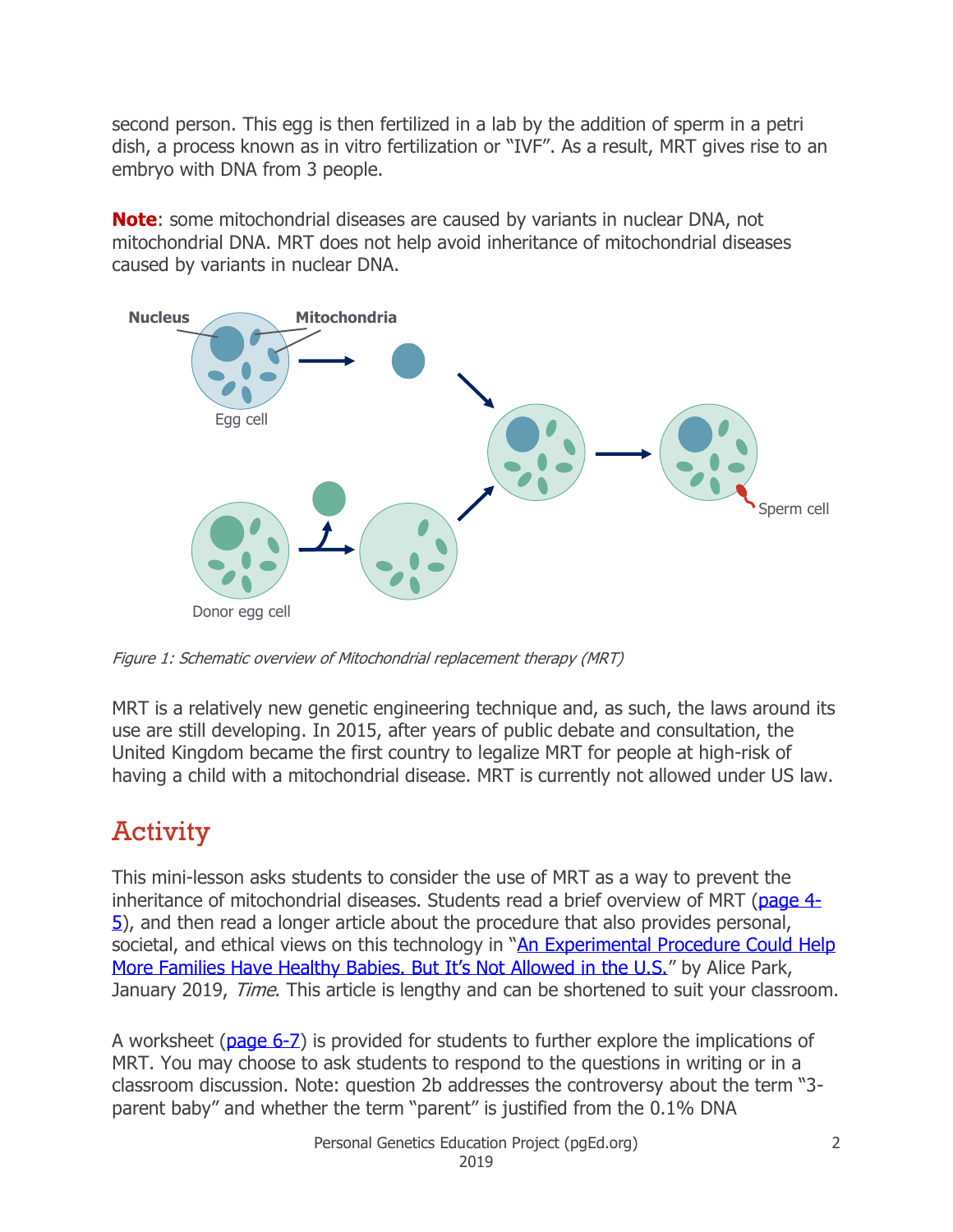second person. This egg is then fertilized in a lab by the addition of sperm in a petri dish, a process known as in vitro fertilization or "IVF". As a result, MRT gives rise to an embryo with DNA from 3 people.

**Note**: some mitochondrial diseases are caused by variants in nuclear DNA, not mitochondrial DNA. MRT does not help avoid inheritance of mitochondrial diseases caused by variants in nuclear DNA.

*Figure 1: Schematic overview of Mitochondrial replacement therapy (MRT)*

MRT is a relatively new genetic engineering technique and, as such, the laws around its use are still developing. In 2015, after years of public debate and consultation, the United Kingdom became the first country to legalize MRT for people at high-risk of having a child with a mitochondrial disease. MRT is currently not allowed under US law.

## Activity

This mini-lesson asks students to consider the use of MRT as a way to prevent the inheritance of mitochondrial diseases. Students read a brief overview of MRT (page 4-5), and then read a longer article about the procedure that also provides personal, societal, and ethical views on this technology in "An Experimental Procedure Could Help More Families Have Healthy Babies. But It's Not Allowed in the U.S." by Alice Park, January 2019, *Time*. This article is lengthy and can be shortened to suit your classroom.

A worksheet (page 6-7) is provided for students to further explore the implications of MRT. You may choose to ask students to respond to the questions in writing or in a classroom discussion. Note: question 2b addresses the controversy about the term "3-parent baby" and whether the term "parent" is justified from the 0.1% DNA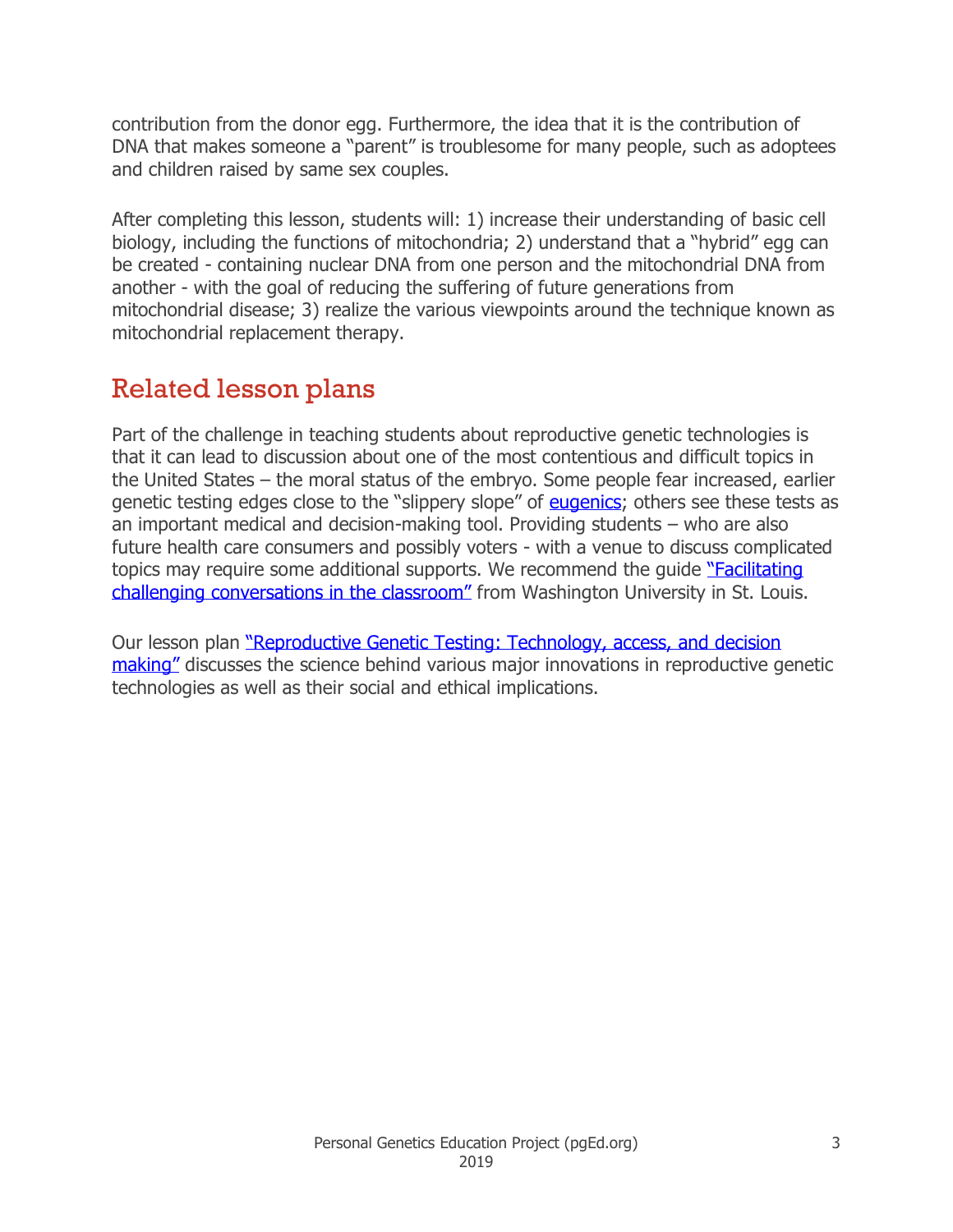contribution from the donor egg. Furthermore, the idea that it is the contribution of DNA that makes someone a "parent" is troublesome for many people, such as adoptees and children raised by same sex couples.

After completing this lesson, students will: 1) increase their understanding of basic cell biology, including the functions of mitochondria; 2) understand that a "hybrid" egg can be created - containing nuclear DNA from one person and the mitochondrial DNA from another - with the goal of reducing the suffering of future generations from mitochondrial disease; 3) realize the various viewpoints around the technique known as mitochondrial replacement therapy.

## Related lesson plans

Part of the challenge in teaching students about reproductive genetic technologies is that it can lead to discussion about one of the most contentious and difficult topics in the United States – the moral status of the embryo. Some people fear increased, earlier genetic testing edges close to the "slippery slope" of eugenics; others see these tests as an important medical and decision-making tool. Providing students – who are also future health care consumers and possibly voters - with a venue to discuss complicated topics may require some additional supports. We recommend the guide "Facilitating challenging conversations in the classroom" from Washington University in St. Louis.

Our lesson plan "Reproductive Genetic Testing: Technology, access, and decision making" discusses the science behind various major innovations in reproductive genetic technologies as well as their social and ethical implications.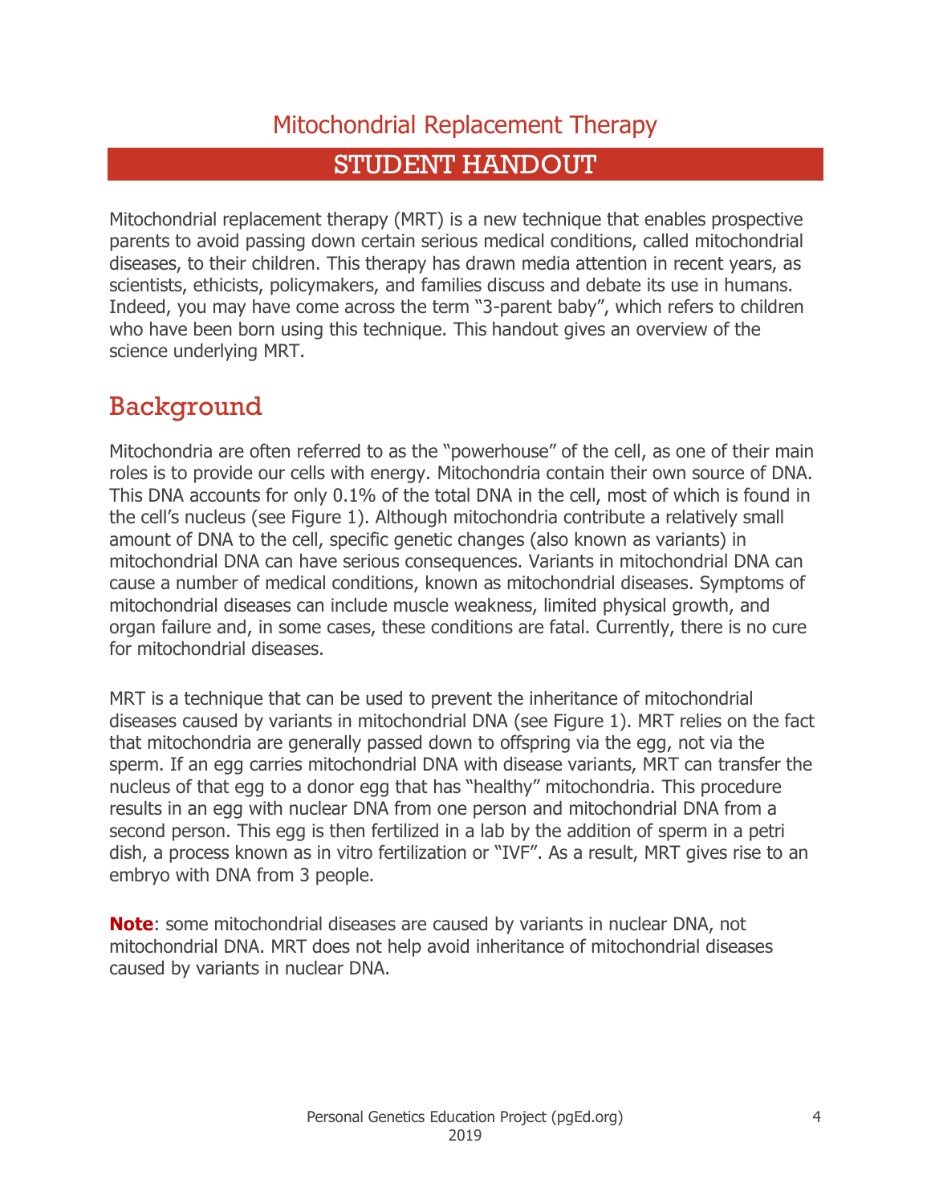# Mitochondrial Replacement Therapy

## STUDENT HANDOUT

Mitochondrial replacement therapy (MRT) is a new technique that enables prospective parents to avoid passing down certain serious medical conditions, called mitochondrial diseases, to their children. This therapy has drawn media attention in recent years, as scientists, ethicists, policymakers, and families discuss and debate its use in humans. Indeed, you may have come across the term "3-parent baby", which refers to children who have been born using this technique. This handout gives an overview of the science underlying MRT.

## Background

Mitochondria are often referred to as the "powerhouse" of the cell, as one of their main roles is to provide our cells with energy. Mitochondria contain their own source of DNA. This DNA accounts for only 0.1% of the total DNA in the cell, most of which is found in the cell's nucleus (see Figure 1). Although mitochondria contribute a relatively small amount of DNA to the cell, specific genetic changes (also known as variants) in mitochondrial DNA can have serious consequences. Variants in mitochondrial DNA can cause a number of medical conditions, known as mitochondrial diseases. Symptoms of mitochondrial diseases can include muscle weakness, limited physical growth, and organ failure and, in some cases, these conditions are fatal. Currently, there is no cure for mitochondrial diseases.

MRT is a technique that can be used to prevent the inheritance of mitochondrial diseases caused by variants in mitochondrial DNA (see Figure 1). MRT relies on the fact that mitochondria are generally passed down to offspring via the egg, not via the sperm. If an egg carries mitochondrial DNA with disease variants, MRT can transfer the nucleus of that egg to a donor egg that has "healthy" mitochondria. This procedure results in an egg with nuclear DNA from one person and mitochondrial DNA from a second person. This egg is then fertilized in a lab by the addition of sperm in a petri dish, a process known as in vitro fertilization or "IVF". As a result, MRT gives rise to an embryo with DNA from 3 people.

**Note**: some mitochondrial diseases are caused by variants in nuclear DNA, not mitochondrial DNA. MRT does not help avoid inheritance of mitochondrial diseases caused by variants in nuclear DNA.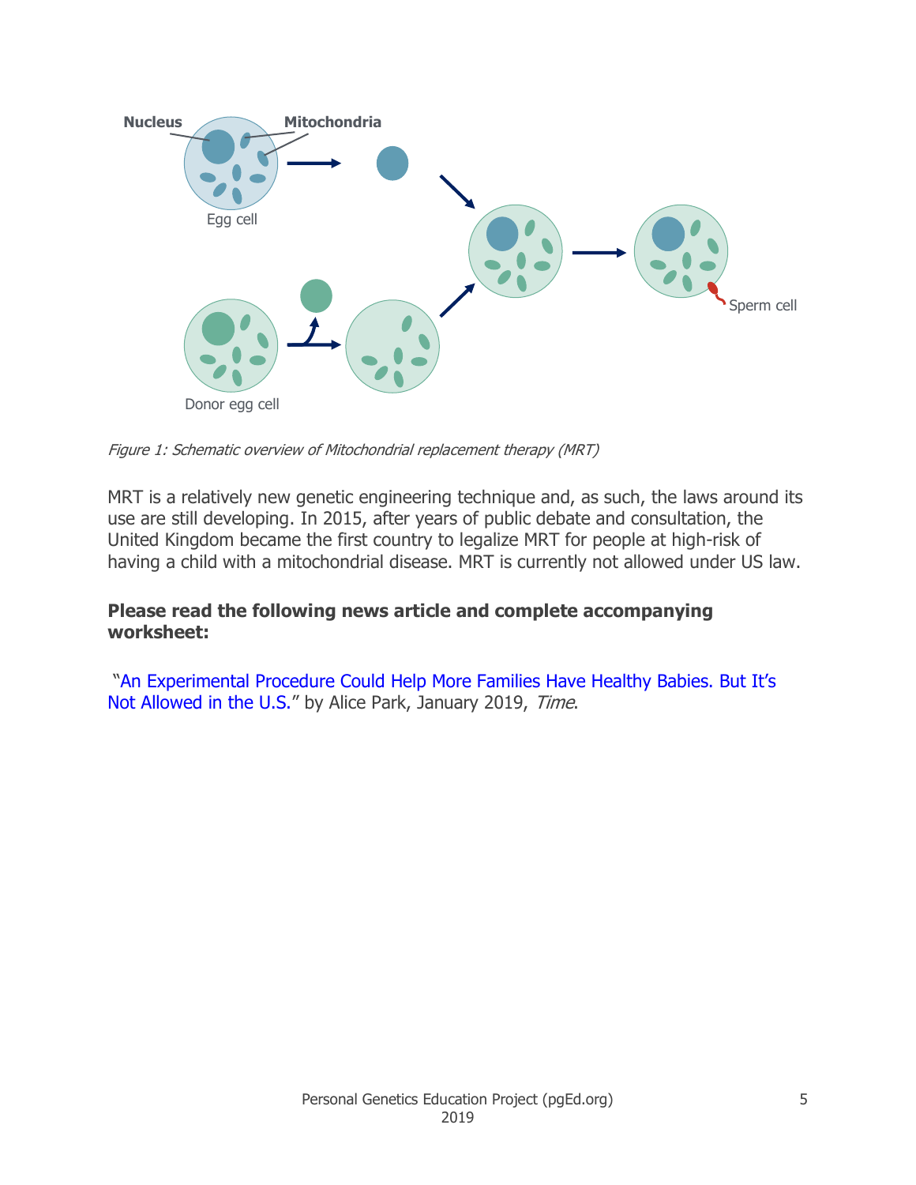Figure 1: *Schematic overview of Mitochondrial replacement therapy (MRT)*

MRT is a relatively new genetic engineering technique and, as such, the laws around its use are still developing. In 2015, after years of public debate and consultation, the United Kingdom became the first country to legalize MRT for people at high-risk of having a child with a mitochondrial disease. MRT is currently not allowed under US law.

**Please read the following news article and complete accompanying worksheet:**

"An Experimental Procedure Could Help More Families Have Healthy Babies. But It's Not Allowed in the U.S." by Alice Park, January 2019, *Time*.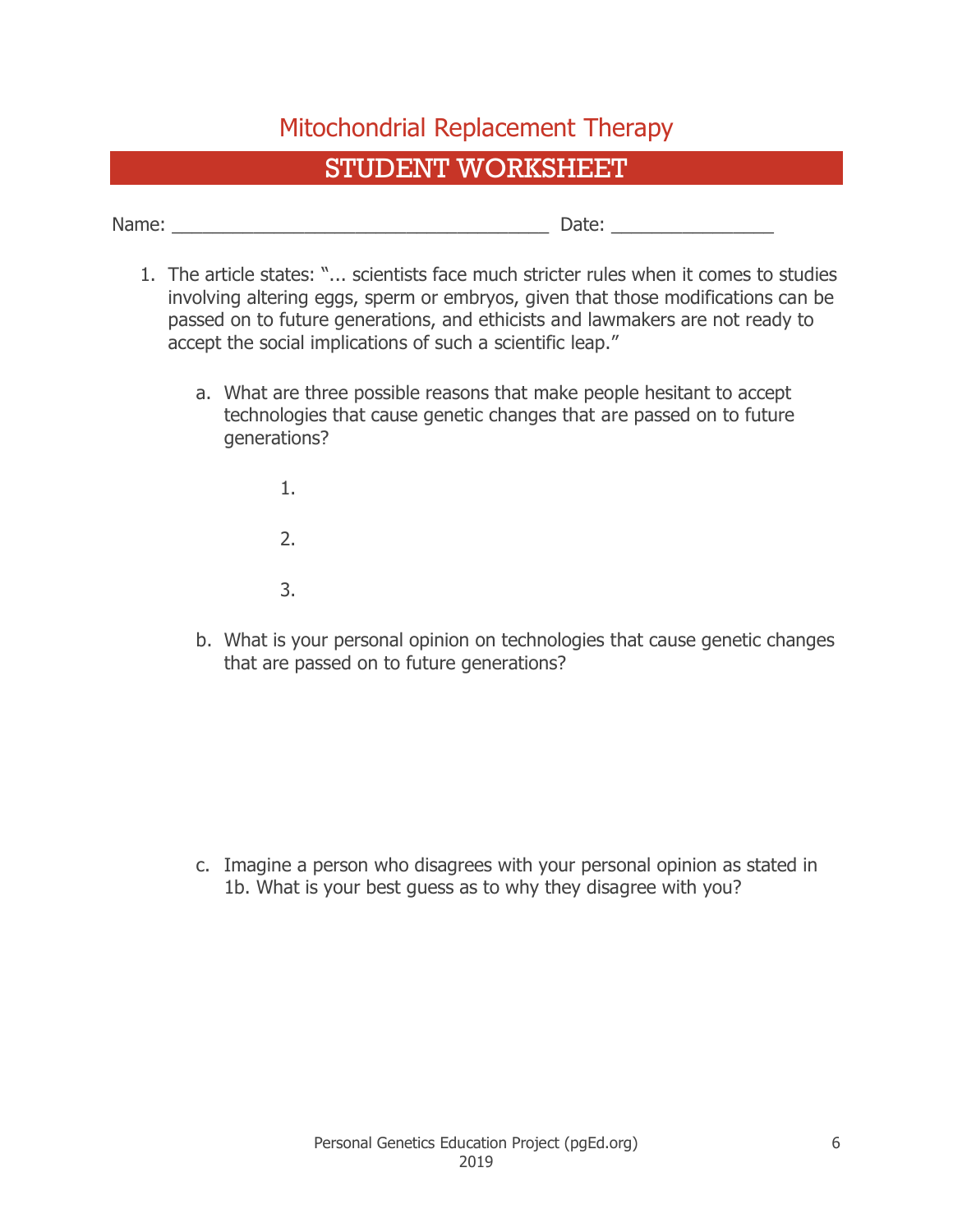# Mitochondrial Replacement Therapy

## STUDENT WORKSHEET

Name: ______________________________________ Date: ________________

1. The article states: "... scientists face much stricter rules when it comes to studies involving altering eggs, sperm or embryos, given that those modifications can be passed on to future generations, and ethicists and lawmakers are not ready to accept the social implications of such a scientific leap."

   a. What are three possible reasons that make people hesitant to accept technologies that cause genetic changes that are passed on to future generations?

      1.

      2.

      3.

   b. What is your personal opinion on technologies that cause genetic changes that are passed on to future generations?

   c. Imagine a person who disagrees with your personal opinion as stated in 1b. What is your best guess as to why they disagree with you?

Personal Genetics Education Project (pgEd.org)
2019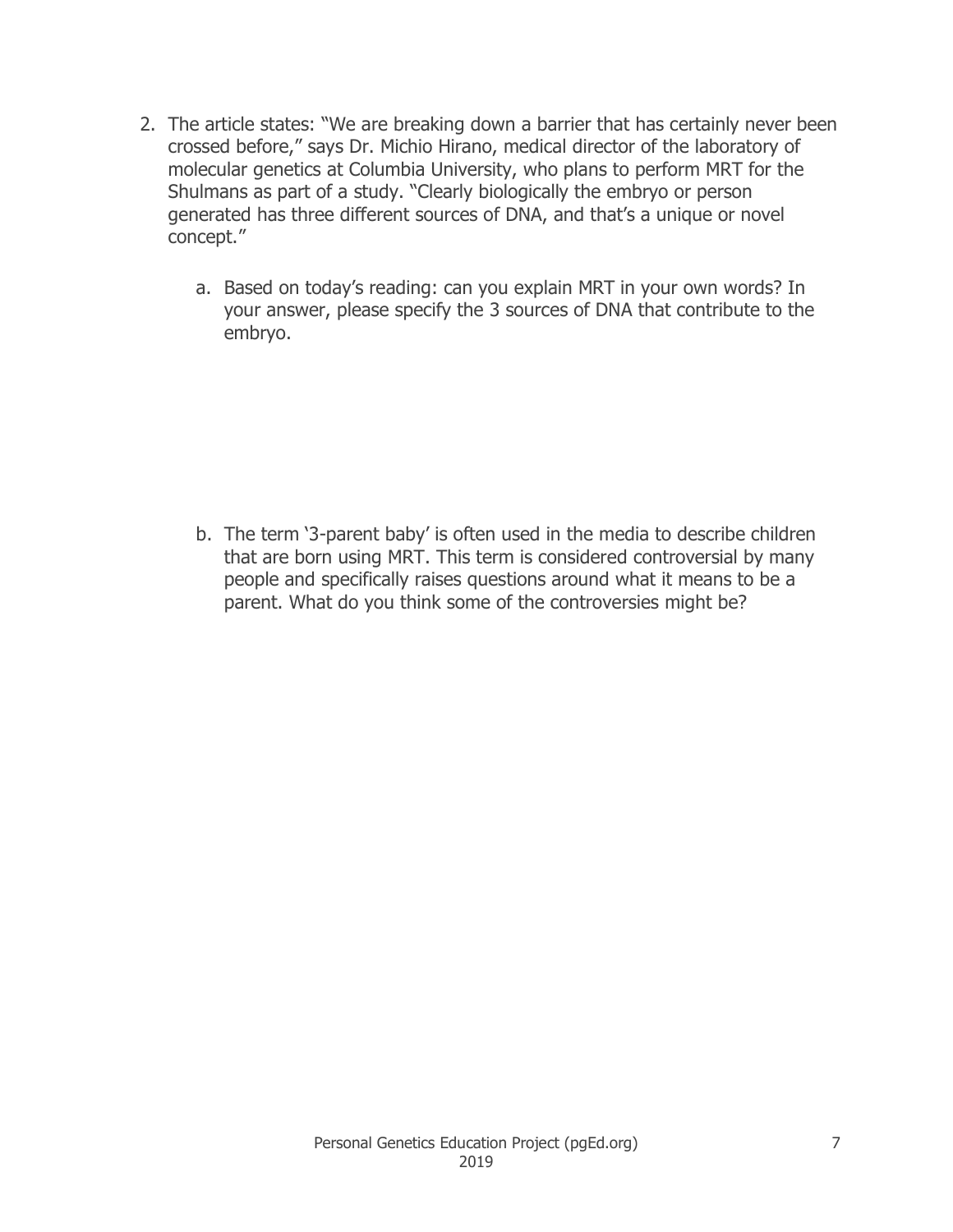2. The article states: "We are breaking down a barrier that has certainly never been crossed before," says Dr. Michio Hirano, medical director of the laboratory of molecular genetics at Columbia University, who plans to perform MRT for the Shulmans as part of a study. "Clearly biologically the embryo or person generated has three different sources of DNA, and that's a unique or novel concept."

    a. Based on today's reading: can you explain MRT in your own words? In your answer, please specify the 3 sources of DNA that contribute to the embryo.

    b. The term '3-parent baby' is often used in the media to describe children that are born using MRT. This term is considered controversial by many people and specifically raises questions around what it means to be a parent. What do you think some of the controversies might be?